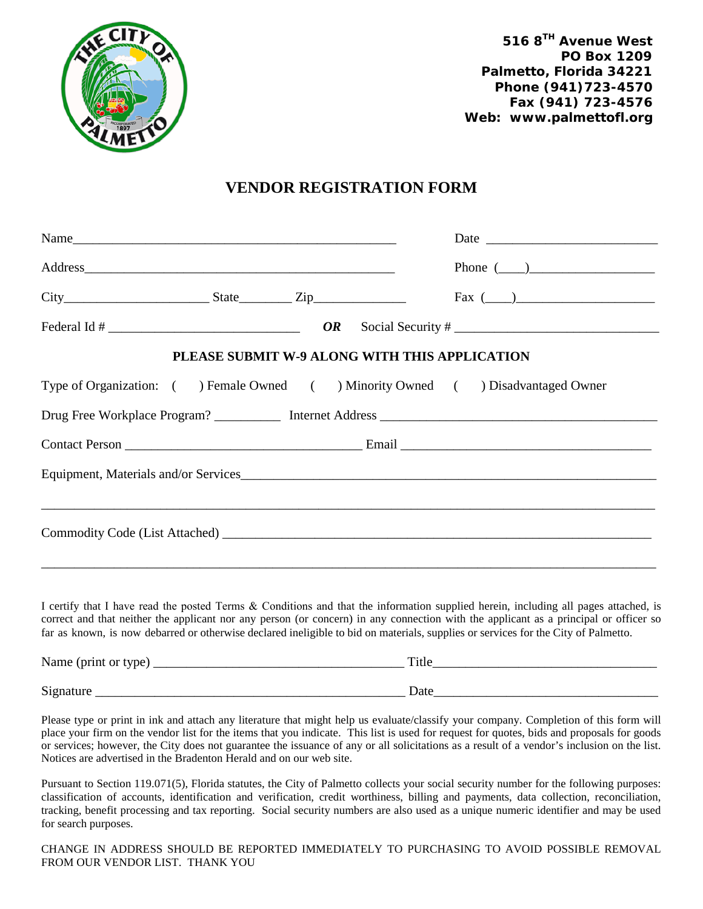516 8TH Avenue West
PO Box 1209
Palmetto, Florida 34221
Phone (941)723-4570
Fax (941) 723-4576
Web: www.palmettofl.org

# VENDOR REGISTRATION FORM

Name_________________________________________________ Date ________________________

Address______________________________________________ Phone (___)_________________

City____________________ State_______ Zip_____________ Fax (___)____________________

Federal Id # ____________________________ ***OR*** Social Security # _____________________________

**PLEASE SUBMIT W-9 ALONG WITH THIS APPLICATION**

Type of Organization: ( ) Female Owned ( ) Minority Owned ( ) Disadvantaged Owner

Drug Free Workplace Program? _________ Internet Address ________________________________________

Contact Person __________________________________ Email ____________________________________

Equipment, Materials and/or Services_______________________________________________________________

______________________________________________________________________________________________

Commodity Code (List Attached) ___________________________________________________________________

______________________________________________________________________________________________

I certify that I have read the posted Terms & Conditions and that the information supplied herein, including all pages attached, is correct and that neither the applicant nor any person (or concern) in any connection with the applicant as a principal or officer so far as known, is now debarred or otherwise declared ineligible to bid on materials, supplies or services for the City of Palmetto.

Name (print or type) _____________________________________ Title_________________________________

Signature ______________________________________________ Date_________________________________

Please type or print in ink and attach any literature that might help us evaluate/classify your company. Completion of this form will place your firm on the vendor list for the items that you indicate. This list is used for request for quotes, bids and proposals for goods or services; however, the City does not guarantee the issuance of any or all solicitations as a result of a vendor's inclusion on the list. Notices are advertised in the Bradenton Herald and on our web site.

Pursuant to Section 119.071(5), Florida statutes, the City of Palmetto collects your social security number for the following purposes: classification of accounts, identification and verification, credit worthiness, billing and payments, data collection, reconciliation, tracking, benefit processing and tax reporting. Social security numbers are also used as a unique numeric identifier and may be used for search purposes.

CHANGE IN ADDRESS SHOULD BE REPORTED IMMEDIATELY TO PURCHASING TO AVOID POSSIBLE REMOVAL FROM OUR VENDOR LIST. THANK YOU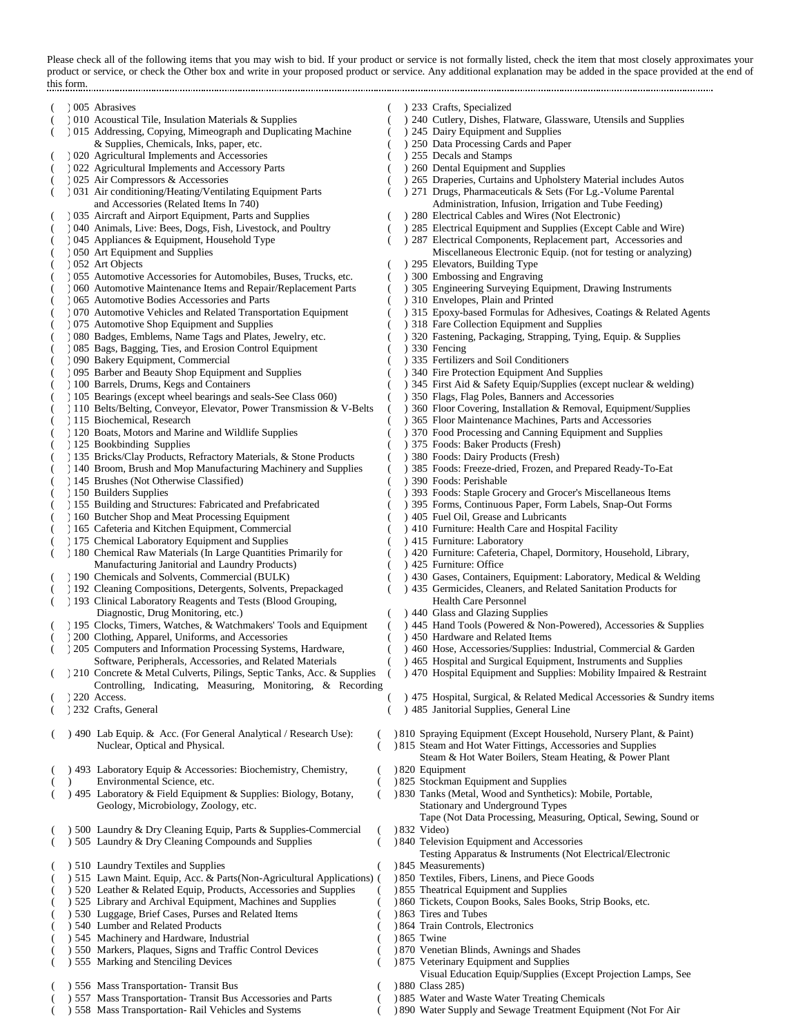Please check all of the following items that you may wish to bid. If your product or service is not formally listed, check the item that most closely approximates your product or service, or check the Other box and write in your proposed product or service. Any additional explanation may be added in the space provided at the end of this form.

- ( ) 005 Abrasives
- ( ) 010 Acoustical Tile, Insulation Materials & Supplies
- ( ) 015 Addressing, Copying, Mimeograph and Duplicating Machine & Supplies, Chemicals, Inks, paper, etc.
- ( ) 020 Agricultural Implements and Accessories
- ( ) 022 Agricultural Implements and Accessory Parts
- ( ) 025 Air Compressors & Accessories
- ( ) 031 Air conditioning/Heating/Ventilating Equipment Parts and Accessories (Related Items In 740)
- ( ) 035 Aircraft and Airport Equipment, Parts and Supplies
- ( ) 040 Animals, Live: Bees, Dogs, Fish, Livestock, and Poultry
- ( ) 045 Appliances & Equipment, Household Type
- ( ) 050 Art Equipment and Supplies
- ( ) 052 Art Objects
- ( ) 055 Automotive Accessories for Automobiles, Buses, Trucks, etc.
- ( ) 060 Automotive Maintenance Items and Repair/Replacement Parts
- ( ) 065 Automotive Bodies Accessories and Parts
- ( ) 070 Automotive Vehicles and Related Transportation Equipment
- ( ) 075 Automotive Shop Equipment and Supplies
- ( ) 080 Badges, Emblems, Name Tags and Plates, Jewelry, etc.
- ( ) 085 Bags, Bagging, Ties, and Erosion Control Equipment
- ( ) 090 Bakery Equipment, Commercial
- ( ) 095 Barber and Beauty Shop Equipment and Supplies
- ( ) 100 Barrels, Drums, Kegs and Containers
- ( ) 105 Bearings (except wheel bearings and seals-See Class 060)
- ( ) 110 Belts/Belting, Conveyor, Elevator, Power Transmission & V-Belts
- ( ) 115 Biochemical, Research
- ( ) 120 Boats, Motors and Marine and Wildlife Supplies
- ( ) 125 Bookbinding Supplies
- ( ) 135 Bricks/Clay Products, Refractory Materials, & Stone Products
- ( ) 140 Broom, Brush and Mop Manufacturing Machinery and Supplies
- ( ) 145 Brushes (Not Otherwise Classified)
- ( ) 150 Builders Supplies
- ( ) 155 Building and Structures: Fabricated and Prefabricated
- ( ) 160 Butcher Shop and Meat Processing Equipment
- ( ) 165 Cafeteria and Kitchen Equipment, Commercial
- ( ) 175 Chemical Laboratory Equipment and Supplies
- ( ) 180 Chemical Raw Materials (In Large Quantities Primarily for Manufacturing Janitorial and Laundry Products)
- ( ) 190 Chemicals and Solvents, Commercial (BULK)
- ( ) 192 Cleaning Compositions, Detergents, Solvents, Prepackaged
- ( ) 193 Clinical Laboratory Reagents and Tests (Blood Grouping, Diagnostic, Drug Monitoring, etc.)
- ( ) 195 Clocks, Timers, Watches, & Watchmakers' Tools and Equipment
- ( ) 200 Clothing, Apparel, Uniforms, and Accessories
- ( ) 205 Computers and Information Processing Systems, Hardware, Software, Peripherals, Accessories, and Related Materials
- ( ) 210 Concrete & Metal Culverts, Pilings, Septic Tanks, Acc. & Supplies Controlling, Indicating, Measuring, Monitoring, & Recording
- ( ) 220 Access.
- ( ) 232 Crafts, General
- ( ) 233 Crafts, Specialized
- ( ) 240 Cutlery, Dishes, Flatware, Glassware, Utensils and Supplies
- ( ) 245 Dairy Equipment and Supplies
- ( ) 250 Data Processing Cards and Paper
- ( ) 255 Decals and Stamps
- ( ) 260 Dental Equipment and Supplies
- ( ) 265 Draperies, Curtains and Upholstery Material includes Autos
- ( ) 271 Drugs, Pharmaceuticals & Sets (For Lg.-Volume Parental Administration, Infusion, Irrigation and Tube Feeding)
- ( ) 280 Electrical Cables and Wires (Not Electronic)
- ( ) 285 Electrical Equipment and Supplies (Except Cable and Wire)
- ( ) 287 Electrical Components, Replacement part, Accessories and Miscellaneous Electronic Equip. (not for testing or analyzing)
- ( ) 295 Elevators, Building Type
- ( ) 300 Embossing and Engraving
- ( ) 305 Engineering Surveying Equipment, Drawing Instruments
- ( ) 310 Envelopes, Plain and Printed
- ( ) 315 Epoxy-based Formulas for Adhesives, Coatings & Related Agents
- ( ) 318 Fare Collection Equipment and Supplies
- ( ) 320 Fastening, Packaging, Strapping, Tying, Equip. & Supplies
- ( ) 330 Fencing
- ( ) 335 Fertilizers and Soil Conditioners
- ( ) 340 Fire Protection Equipment And Supplies
- ( ) 345 First Aid & Safety Equip/Supplies (except nuclear & welding)
- ( ) 350 Flags, Flag Poles, Banners and Accessories
- ( ) 360 Floor Covering, Installation & Removal, Equipment/Supplies
- ( ) 365 Floor Maintenance Machines, Parts and Accessories
- ( ) 370 Food Processing and Canning Equipment and Supplies
- ( ) 375 Foods: Baker Products (Fresh)
- ( ) 380 Foods: Dairy Products (Fresh)
- ( ) 385 Foods: Freeze-dried, Frozen, and Prepared Ready-To-Eat
- ( ) 390 Foods: Perishable
- ( ) 393 Foods: Staple Grocery and Grocer's Miscellaneous Items
- ( ) 395 Forms, Continuous Paper, Form Labels, Snap-Out Forms
- ( ) 405 Fuel Oil, Grease and Lubricants
- ( ) 410 Furniture: Health Care and Hospital Facility
- ( ) 415 Furniture: Laboratory
- ( ) 420 Furniture: Cafeteria, Chapel, Dormitory, Household, Library,
- ( ) 425 Furniture: Office
- ( ) 430 Gases, Containers, Equipment: Laboratory, Medical & Welding
- ( ) 435 Germicides, Cleaners, and Related Sanitation Products for Health Care Personnel
- ( ) 440 Glass and Glazing Supplies
- ( ) 445 Hand Tools (Powered & Non-Powered), Accessories & Supplies
- ( ) 450 Hardware and Related Items
- ( ) 460 Hose, Accessories/Supplies: Industrial, Commercial & Garden
- ( ) 465 Hospital and Surgical Equipment, Instruments and Supplies
- ( ) 470 Hospital Equipment and Supplies: Mobility Impaired & Restraint
- ( ) 475 Hospital, Surgical, & Related Medical Accessories & Sundry items
- ( ) 485 Janitorial Supplies, General Line
- ( ) 490 Lab Equip. & Acc. (For General Analytical / Research Use): Nuclear, Optical and Physical.
- ( ) 493 Laboratory Equip & Accessories: Biochemistry, Chemistry,
- ( ) Environmental Science, etc.
- ( ) 495 Laboratory & Field Equipment & Supplies: Biology, Botany, Geology, Microbiology, Zoology, etc.
- ( ) 500 Laundry & Dry Cleaning Equip, Parts & Supplies-Commercial
- ( ) 505 Laundry & Dry Cleaning Compounds and Supplies
- ( ) 510 Laundry Textiles and Supplies
- ( ) 515 Lawn Maint. Equip, Acc. & Parts(Non-Agricultural Applications)
- ( ) 520 Leather & Related Equip, Products, Accessories and Supplies
- ( ) 525 Library and Archival Equipment, Machines and Supplies
- ( ) 530 Luggage, Brief Cases, Purses and Related Items
- ( ) 540 Lumber and Related Products
- ( ) 545 Machinery and Hardware, Industrial
- ( ) 550 Markers, Plaques, Signs and Traffic Control Devices
- ( ) 555 Marking and Stenciling Devices
- ( ) 556 Mass Transportation- Transit Bus
- ( ) 557 Mass Transportation- Transit Bus Accessories and Parts
- ( ) 558 Mass Transportation- Rail Vehicles and Systems
- ( ) 810 Spraying Equipment (Except Household, Nursery Plant, & Paint)
- ( ) 815 Steam and Hot Water Fittings, Accessories and Supplies Steam & Hot Water Boilers, Steam Heating, & Power Plant
- ( ) 820 Equipment
- ( ) 825 Stockman Equipment and Supplies
- ( ) 830 Tanks (Metal, Wood and Synthetics): Mobile, Portable, Stationary and Underground Types Tape (Not Data Processing, Measuring, Optical, Sewing, Sound or
- ( ) 832 Video)
- ( ) 840 Television Equipment and Accessories Testing Apparatus & Instruments (Not Electrical/Electronic
- ( ) 845 Measurements)
- ( ) 850 Textiles, Fibers, Linens, and Piece Goods
- ( ) 855 Theatrical Equipment and Supplies
- ( ) 860 Tickets, Coupon Books, Sales Books, Strip Books, etc.
- ( ) 863 Tires and Tubes
- ( ) 864 Train Controls, Electronics
- ( ) 865 Twine
- ( ) 870 Venetian Blinds, Awnings and Shades
- ( ) 875 Veterinary Equipment and Supplies Visual Education Equip/Supplies (Except Projection Lamps, See
- ( ) 880 Class 285)
- ( ) 885 Water and Waste Water Treating Chemicals
- ( ) 890 Water Supply and Sewage Treatment Equipment (Not For Air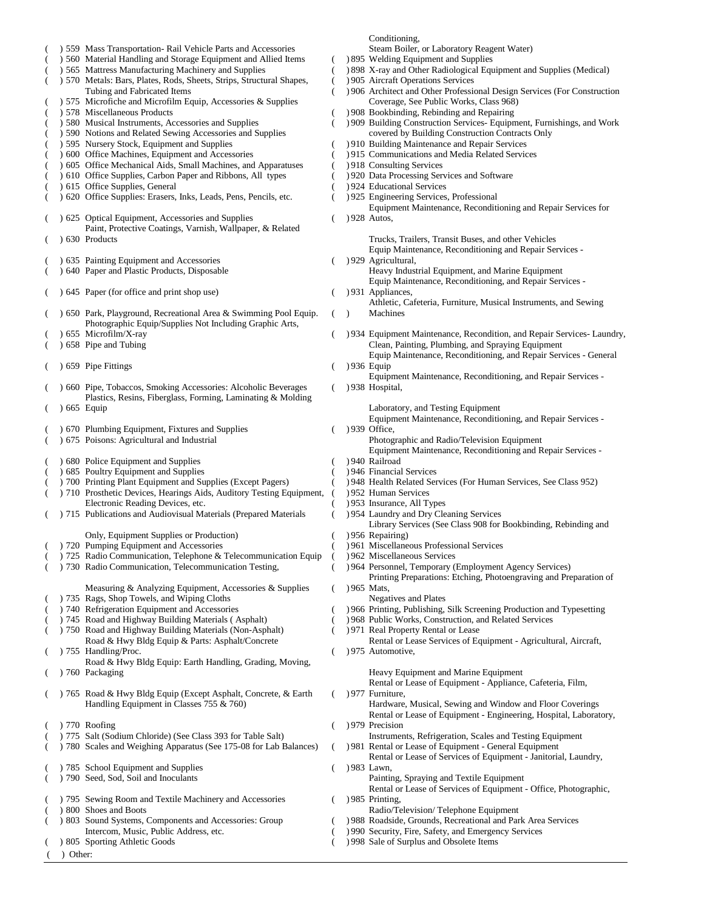( ) 559 Mass Transportation- Rail Vehicle Parts and Accessories
( ) 560 Material Handling and Storage Equipment and Allied Items
( ) 565 Mattress Manufacturing Machinery and Supplies
( ) 570 Metals: Bars, Plates, Rods, Sheets, Strips, Structural Shapes, Tubing and Fabricated Items
( ) 575 Microfiche and Microfilm Equip, Accessories & Supplies
( ) 578 Miscellaneous Products
( ) 580 Musical Instruments, Accessories and Supplies
( ) 590 Notions and Related Sewing Accessories and Supplies
( ) 595 Nursery Stock, Equipment and Supplies
( ) 600 Office Machines, Equipment and Accessories
( ) 605 Office Mechanical Aids, Small Machines, and Apparatuses
( ) 610 Office Supplies, Carbon Paper and Ribbons, All types
( ) 615 Office Supplies, General
( ) 620 Office Supplies: Erasers, Inks, Leads, Pens, Pencils, etc.
( ) 625 Optical Equipment, Accessories and Supplies
( ) 630 Paint, Protective Coatings, Varnish, Wallpaper, & Related Products
( ) 635 Painting Equipment and Accessories
( ) 640 Paper and Plastic Products, Disposable
( ) 645 Paper (for office and print shop use)
( ) 650 Park, Playground, Recreational Area & Swimming Pool Equip.
( ) 655 Photographic Equip/Supplies Not Including Graphic Arts, Microfilm/X-ray
( ) 658 Pipe and Tubing
( ) 659 Pipe Fittings
( ) 660 Pipe, Tobaccos, Smoking Accessories: Alcoholic Beverages
( ) 665 Plastics, Resins, Fiberglass, Forming, Laminating & Molding Equip
( ) 670 Plumbing Equipment, Fixtures and Supplies
( ) 675 Poisons: Agricultural and Industrial
( ) 680 Police Equipment and Supplies
( ) 685 Poultry Equipment and Supplies
( ) 700 Printing Plant Equipment and Supplies (Except Pagers)
( ) 710 Prosthetic Devices, Hearings Aids, Auditory Testing Equipment, Electronic Reading Devices, etc.
( ) 715 Publications and Audiovisual Materials (Prepared Materials Only, Equipment Supplies or Production)
( ) 720 Pumping Equipment and Accessories
( ) 725 Radio Communication, Telephone & Telecommunication Equip
( ) 730 Radio Communication, Telecommunication Testing, Measuring & Analyzing Equipment, Accessories & Supplies
( ) 735 Rags, Shop Towels, and Wiping Cloths
( ) 740 Refrigeration Equipment and Accessories
( ) 745 Road and Highway Building Materials ( Asphalt)
( ) 750 Road and Highway Building Materials (Non-Asphalt)
( ) 755 Road & Hwy Bldg Equip & Parts: Asphalt/Concrete Handling/Proc.
( ) 760 Road & Hwy Bldg Equip: Earth Handling, Grading, Moving, Packaging
( ) 765 Road & Hwy Bldg Equip (Except Asphalt, Concrete, & Earth Handling Equipment in Classes 755 & 760)
( ) 770 Roofing
( ) 775 Salt (Sodium Chloride) (See Class 393 for Table Salt)
( ) 780 Scales and Weighing Apparatus (See 175-08 for Lab Balances)
( ) 785 School Equipment and Supplies
( ) 790 Seed, Sod, Soil and Inoculants
( ) 795 Sewing Room and Textile Machinery and Accessories
( ) 800 Shoes and Boots
( ) 803 Sound Systems, Components and Accessories: Group Intercom, Music, Public Address, etc.
( ) 805 Sporting Athletic Goods
( ) Other:

Conditioning, Steam Boiler, or Laboratory Reagent Water)
( ) 895 Welding Equipment and Supplies
( ) 898 X-ray and Other Radiological Equipment and Supplies (Medical)
( ) 905 Aircraft Operations Services
( ) 906 Architect and Other Professional Design Services (For Construction Coverage, See Public Works, Class 968)
( ) 908 Bookbinding, Rebinding and Repairing
( ) 909 Building Construction Services- Equipment, Furnishings, and Work covered by Building Construction Contracts Only
( ) 910 Building Maintenance and Repair Services
( ) 915 Communications and Media Related Services
( ) 918 Consulting Services
( ) 920 Data Processing Services and Software
( ) 924 Educational Services
( ) 925 Engineering Services, Professional
( ) 928 Equipment Maintenance, Reconditioning and Repair Services for Autos, Trucks, Trailers, Transit Buses, and other Vehicles
( ) 929 Equip Maintenance, Reconditioning and Repair Services - Agricultural, Heavy Industrial Equipment, and Marine Equipment
( ) 931 Equip Maintenance, Reconditioning, and Repair Services - Appliances, Athletic, Cafeteria, Furniture, Musical Instruments, and Sewing Machines
( ) 934 Equipment Maintenance, Recondition, and Repair Services- Laundry, Clean, Painting, Plumbing, and Spraying Equipment
( ) 936 Equip Maintenance, Reconditioning, and Repair Services - General Equip
( ) 938 Equipment Maintenance, Reconditioning, and Repair Services - Hospital, Laboratory, and Testing Equipment
( ) 939 Equipment Maintenance, Reconditioning, and Repair Services - Office, Photographic and Radio/Television Equipment
( ) 940 Equipment Maintenance, Reconditioning and Repair Services - Railroad
( ) 946 Financial Services
( ) 948 Health Related Services (For Human Services, See Class 952)
( ) 952 Human Services
( ) 953 Insurance, All Types
( ) 954 Laundry and Dry Cleaning Services
( ) 956 Library Services (See Class 908 for Bookbinding, Rebinding and Repairing)
( ) 961 Miscellaneous Professional Services
( ) 962 Miscellaneous Services
( ) 964 Personnel, Temporary (Employment Agency Services)
( ) 965 Printing Preparations: Etching, Photoengraving and Preparation of Mats, Negatives and Plates
( ) 966 Printing, Publishing, Silk Screening Production and Typesetting
( ) 968 Public Works, Construction, and Related Services
( ) 971 Real Property Rental or Lease
( ) 975 Rental or Lease Services of Equipment - Agricultural, Aircraft, Automotive, Heavy Equipment and Marine Equipment
( ) 977 Rental or Lease of Equipment - Appliance, Cafeteria, Film, Furniture, Hardware, Musical, Sewing and Window and Floor Coverings
( ) 979 Rental or Lease of Equipment - Engineering, Hospital, Laboratory, Precision Instruments, Refrigeration, Scales and Testing Equipment
( ) 981 Rental or Lease of Equipment - General Equipment
( ) 983 Rental or Lease of Services of Equipment - Janitorial, Laundry, Lawn, Painting, Spraying and Textile Equipment
( ) 985 Rental or Lease of Services of Equipment - Office, Photographic, Printing, Radio/Television/ Telephone Equipment
( ) 988 Roadside, Grounds, Recreational and Park Area Services
( ) 990 Security, Fire, Safety, and Emergency Services
( ) 998 Sale of Surplus and Obsolete Items